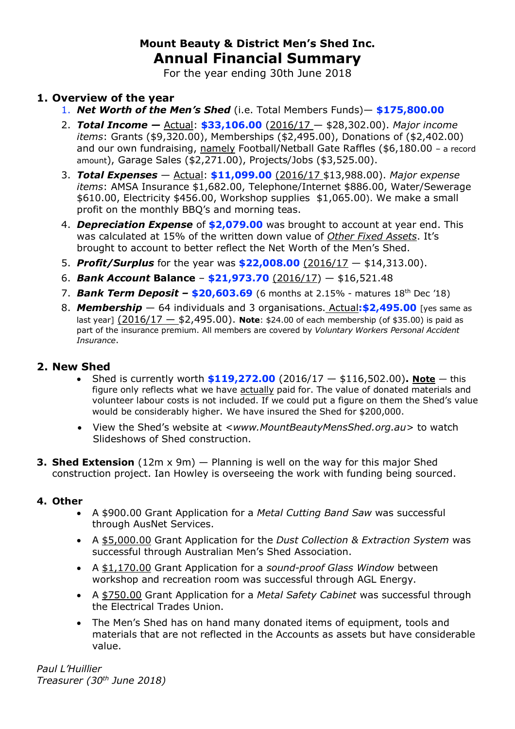# Mount Beauty & District Men's Shed Inc.
# Annual Financial Summary

For the year ending 30th June 2018

## 1. Overview of the year

1. ***Net Worth of the Men's Shed*** (i.e. Total Members Funds)— **$175,800.00**
2. ***Total Income —*** Actual: **$33,106.00** (2016/17 — $28,302.00). *Major income items*: Grants ($9,320.00), Memberships ($2,495.00), Donations of ($2,402.00) and our own fundraising, namely Football/Netball Gate Raffles ($6,180.00 – a record amount), Garage Sales ($2,271.00), Projects/Jobs ($3,525.00).
3. ***Total Expenses*** — Actual: **$11,099.00** (2016/17 $13,988.00). *Major expense items*: AMSA Insurance $1,682.00, Telephone/Internet $886.00, Water/Sewerage $610.00, Electricity $456.00, Workshop supplies $1,065.00). We make a small profit on the monthly BBQ's and morning teas.
4. ***Depreciation Expense*** of **$2,079.00** was brought to account at year end. This was calculated at 15% of the written down value of *Other Fixed Assets*. It's brought to account to better reflect the Net Worth of the Men's Shed.
5. ***Profit/Surplus*** for the year was **$22,008.00** (2016/17 — $14,313.00).
6. ***Bank Account* Balance** – **$21,973.70** (2016/17) — $16,521.48
7. ***Bank Term Deposit –*** **$20,603.69** (6 months at 2.15% - matures 18th Dec '18)
8. ***Membership*** — 64 individuals and 3 organisations. Actual:**$2,495.00** [yes same as last year] (2016/17 — $2,495.00). **Note**: $24.00 of each membership (of $35.00) is paid as part of the insurance premium. All members are covered by *Voluntary Workers Personal Accident Insurance*.

## 2. New Shed

- Shed is currently worth **$119,272.00** (2016/17 — $116,502.00)**. Note** — this figure only reflects what we have actually paid for. The value of donated materials and volunteer labour costs is not included. If we could put a figure on them the Shed's value would be considerably higher. We have insured the Shed for $200,000.
- View the Shed's website at <*www.MountBeautyMensShed.org.au*> to watch Slideshows of Shed construction.

## 3. Shed Extension

**Shed Extension** (12m x 9m) — Planning is well on the way for this major Shed construction project. Ian Howley is overseeing the work with funding being sourced.

## 4. Other

- A $900.00 Grant Application for a *Metal Cutting Band Saw* was successful through AusNet Services.
- A $5,000.00 Grant Application for the *Dust Collection & Extraction System* was successful through Australian Men's Shed Association.
- A $1,170.00 Grant Application for a *sound-proof Glass Window* between workshop and recreation room was successful through AGL Energy.
- A $750.00 Grant Application for a *Metal Safety Cabinet* was successful through the Electrical Trades Union.
- The Men's Shed has on hand many donated items of equipment, tools and materials that are not reflected in the Accounts as assets but have considerable value.

*Paul L'Huillier*
*Treasurer (30th June 2018)*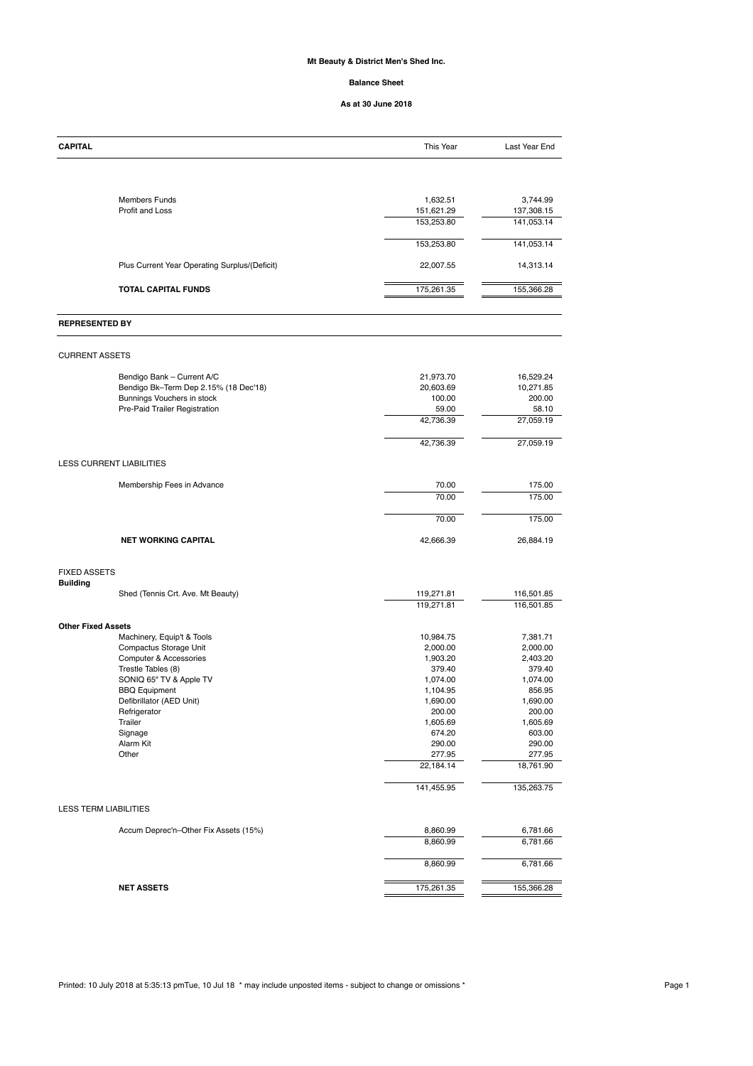**Mt Beauty & District Men's Shed Inc.**

**Balance Sheet**

**As at 30 June 2018**

| **CAPITAL** | This Year | Last Year End |
|---|---|---|
| Members Funds | 1,632.51 | 3,744.99 |
| Profit and Loss | 151,621.29 | 137,308.15 |
| | 153,253.80 | 141,053.14 |
| | 153,253.80 | 141,053.14 |
| Plus Current Year Operating Surplus/(Deficit) | 22,007.55 | 14,313.14 |
| **TOTAL CAPITAL FUNDS** | 175,261.35 | 155,366.28 |
| **REPRESENTED BY** | | |
| CURRENT ASSETS | | |
| Bendigo Bank – Current A/C | 21,973.70 | 16,529.24 |
| Bendigo Bk–Term Dep 2.15% (18 Dec'18) | 20,603.69 | 10,271.85 |
| Bunnings Vouchers in stock | 100.00 | 200.00 |
| Pre-Paid Trailer Registration | 59.00 | 58.10 |
| | 42,736.39 | 27,059.19 |
| | 42,736.39 | 27,059.19 |
| LESS CURRENT LIABILITIES | | |
| Membership Fees in Advance | 70.00 | 175.00 |
| | 70.00 | 175.00 |
| | 70.00 | 175.00 |
| **NET WORKING CAPITAL** | 42,666.39 | 26,884.19 |
| FIXED ASSETS | | |
| **Building** | | |
| Shed (Tennis Crt. Ave. Mt Beauty) | 119,271.81 | 116,501.85 |
| | 119,271.81 | 116,501.85 |
| **Other Fixed Assets** | | |
| Machinery, Equip't & Tools | 10,984.75 | 7,381.71 |
| Compactus Storage Unit | 2,000.00 | 2,000.00 |
| Computer & Accessories | 1,903.20 | 2,403.20 |
| Trestle Tables (8) | 379.40 | 379.40 |
| SONIQ 65" TV & Apple TV | 1,074.00 | 1,074.00 |
| BBQ Equipment | 1,104.95 | 856.95 |
| Defibrillator (AED Unit) | 1,690.00 | 1,690.00 |
| Refrigerator | 200.00 | 200.00 |
| Trailer | 1,605.69 | 1,605.69 |
| Signage | 674.20 | 603.00 |
| Alarm Kit | 290.00 | 290.00 |
| Other | 277.95 | 277.95 |
| | 22,184.14 | 18,761.90 |
| | 141,455.95 | 135,263.75 |
| LESS TERM LIABILITIES | | |
| Accum Deprec'n–Other Fix Assets (15%) | 8,860.99 | 6,781.66 |
| | 8,860.99 | 6,781.66 |
| | 8,860.99 | 6,781.66 |
| **NET ASSETS** | 175,261.35 | 155,366.28 |

Printed: 10 July 2018 at 5:35:13 pmTue, 10 Jul 18 * may include unposted items - subject to change or omissions *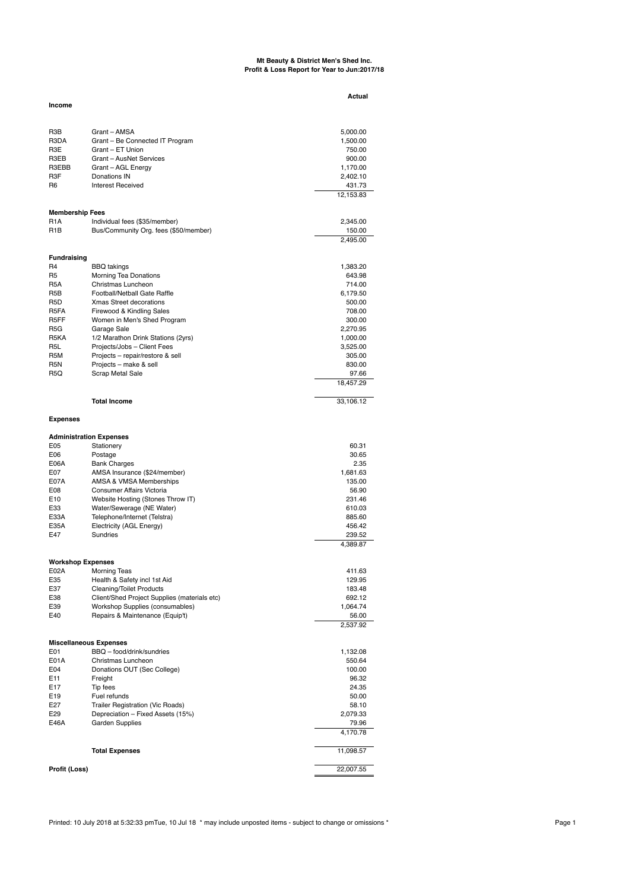**Mt Beauty & District Men's Shed Inc.**
**Profit & Loss Report for Year to Jun:2017/18**

| | | Actual |
|---|---|---|
| **Income** | | |
| R3B | Grant – AMSA | 5,000.00 |
| R3DA | Grant – Be Connected IT Program | 1,500.00 |
| R3E | Grant – ET Union | 750.00 |
| R3EB | Grant – AusNet Services | 900.00 |
| R3EBB | Grant – AGL Energy | 1,170.00 |
| R3F | Donations IN | 2,402.10 |
| R6 | Interest Received | 431.73 |
| | | 12,153.83 |
| **Membership Fees** | | |
| R1A | Individual fees ($35/member) | 2,345.00 |
| R1B | Bus/Community Org. fees ($50/member) | 150.00 |
| | | 2,495.00 |
| **Fundraising** | | |
| R4 | BBQ takings | 1,383.20 |
| R5 | Morning Tea Donations | 643.98 |
| R5A | Christmas Luncheon | 714.00 |
| R5B | Football/Netball Gate Raffle | 6,179.50 |
| R5D | Xmas Street decorations | 500.00 |
| R5FA | Firewood & Kindling Sales | 708.00 |
| R5FF | Women in Men's Shed Program | 300.00 |
| R5G | Garage Sale | 2,270.95 |
| R5KA | 1/2 Marathon Drink Stations (2yrs) | 1,000.00 |
| R5L | Projects/Jobs – Client Fees | 3,525.00 |
| R5M | Projects – repair/restore & sell | 305.00 |
| R5N | Projects – make & sell | 830.00 |
| R5Q | Scrap Metal Sale | 97.66 |
| | | 18,457.29 |
| | **Total Income** | 33,106.12 |
| **Expenses** | | |
| **Administration Expenses** | | |
| E05 | Stationery | 60.31 |
| E06 | Postage | 30.65 |
| E06A | Bank Charges | 2.35 |
| E07 | AMSA Insurance ($24/member) | 1,681.63 |
| E07A | AMSA & VMSA Memberships | 135.00 |
| E08 | Consumer Affairs Victoria | 56.90 |
| E10 | Website Hosting (Stones Throw IT) | 231.46 |
| E33 | Water/Sewerage (NE Water) | 610.03 |
| E33A | Telephone/Internet (Telstra) | 885.60 |
| E35A | Electricity (AGL Energy) | 456.42 |
| E47 | Sundries | 239.52 |
| | | 4,389.87 |
| **Workshop Expenses** | | |
| E02A | Morning Teas | 411.63 |
| E35 | Health & Safety incl 1st Aid | 129.95 |
| E37 | Cleaning/Toilet Products | 183.48 |
| E38 | Client/Shed Project Supplies (materials etc) | 692.12 |
| E39 | Workshop Supplies (consumables) | 1,064.74 |
| E40 | Repairs & Maintenance (Equip't) | 56.00 |
| | | 2,537.92 |
| **Miscellaneous Expenses** | | |
| E01 | BBQ – food/drink/sundries | 1,132.08 |
| E01A | Christmas Luncheon | 550.64 |
| E04 | Donations OUT (Sec College) | 100.00 |
| E11 | Freight | 96.32 |
| E17 | Tip fees | 24.35 |
| E19 | Fuel refunds | 50.00 |
| E27 | Trailer Registration (Vic Roads) | 58.10 |
| E29 | Depreciation – Fixed Assets (15%) | 2,079.33 |
| E46A | Garden Supplies | 79.96 |
| | | 4,170.78 |
| | **Total Expenses** | 11,098.57 |
| **Profit (Loss)** | | 22,007.55 |

Printed: 10 July 2018 at 5:32:33 pmTue, 10 Jul 18 * may include unposted items - subject to change or omissions *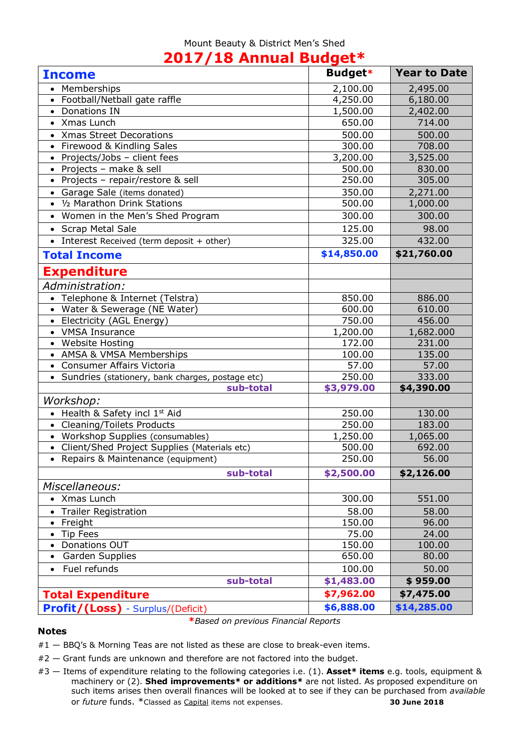Mount Beauty & District Men's Shed

# 2017/18 Annual Budget*

| **Income** | **Budget*** | **Year to Date** |
|---|---|---|
| • Memberships | 2,100.00 | 2,495.00 |
| • Football/Netball gate raffle | 4,250.00 | 6,180.00 |
| • Donations IN | 1,500.00 | 2,402.00 |
| • Xmas Lunch | 650.00 | 714.00 |
| • Xmas Street Decorations | 500.00 | 500.00 |
| • Firewood & Kindling Sales | 300.00 | 708.00 |
| • Projects/Jobs – client fees | 3,200.00 | 3,525.00 |
| • Projects – make & sell | 500.00 | 830.00 |
| • Projects – repair/restore & sell | 250.00 | 305.00 |
| • Garage Sale (items donated) | 350.00 | 2,271.00 |
| • ½ Marathon Drink Stations | 500.00 | 1,000.00 |
| • Women in the Men's Shed Program | 300.00 | 300.00 |
| • Scrap Metal Sale | 125.00 | 98.00 |
| • Interest Received (term deposit + other) | 325.00 | 432.00 |
| **Total Income** | **$14,850.00** | **$21,760.00** |
| **Expenditure** | | |
| *Administration:* | | |
| • Telephone & Internet (Telstra) | 850.00 | 886.00 |
| • Water & Sewerage (NE Water) | 600.00 | 610.00 |
| • Electricity (AGL Energy) | 750.00 | 456.00 |
| • VMSA Insurance | 1,200.00 | 1,682.000 |
| • Website Hosting | 172.00 | 231.00 |
| • AMSA & VMSA Memberships | 100.00 | 135.00 |
| • Consumer Affairs Victoria | 57.00 | 57.00 |
| • Sundries (stationery, bank charges, postage etc) | 250.00 | 333.00 |
| **sub-total** | **$3,979.00** | **$4,390.00** |
| *Workshop:* | | |
| • Health & Safety incl 1st Aid | 250.00 | 130.00 |
| • Cleaning/Toilets Products | 250.00 | 183.00 |
| • Workshop Supplies (consumables) | 1,250.00 | 1,065.00 |
| • Client/Shed Project Supplies (Materials etc) | 500.00 | 692.00 |
| • Repairs & Maintenance (equipment) | 250.00 | 56.00 |
| **sub-total** | **$2,500.00** | **$2,126.00** |
| *Miscellaneous:* | | |
| • Xmas Lunch | 300.00 | 551.00 |
| • Trailer Registration | 58.00 | 58.00 |
| • Freight | 150.00 | 96.00 |
| • Tip Fees | 75.00 | 24.00 |
| • Donations OUT | 150.00 | 100.00 |
| • Garden Supplies | 650.00 | 80.00 |
| • Fuel refunds | 100.00 | 50.00 |
| **sub-total** | **$1,483.00** | **$ 959.00** |
| **Total Expenditure** | **$7,962.00** | **$7,475.00** |
| **Profit/(Loss)** - Surplus/(Deficit) | **$6,888.00** | **$14,285.00** |

**\***Based on previous Financial Reports*

**Notes**

#1 — BBQ's & Morning Teas are not listed as these are close to break-even items.

#2 — Grant funds are unknown and therefore are not factored into the budget.

#3 — Items of expenditure relating to the following categories i.e. (1). **Asset\* items** e.g. tools, equipment & machinery or (2). **Shed improvements\* or additions\*** are not listed. As proposed expenditure on such items arises then overall finances will be looked at to see if they can be purchased from *available* or *future* funds. *Classed as Capital items not expenses.

**30 June 2018**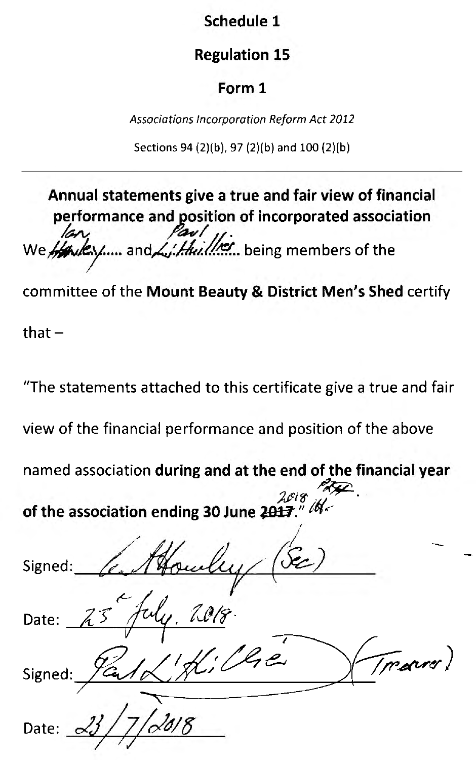**Schedule 1**

**Regulation 15**

**Form 1**

*Associations Incorporation Reform Act 2012*

Sections 94 (2)(b), 97 (2)(b) and 100 (2)(b)

---

## Annual statements give a true and fair view of financial performance and position of incorporated association

We ~~Hawley~~ Ian Hawley..... and L'Hullier Paul L'Hullier..... being members of the committee of the **Mount Beauty & District Men's Shed** certify that –

"The statements attached to this certificate give a true and fair view of the financial performance and position of the above named association **during and at the end of the financial year of the association ending 30 June ~~2017~~ 2018**." *IH PLH*

Signed: *I. Hawley (Sec)*

Date: *25 July, 2018.*

Signed: *Paul L'Hullier (Treasurer)*

Date: *23/7/2018*